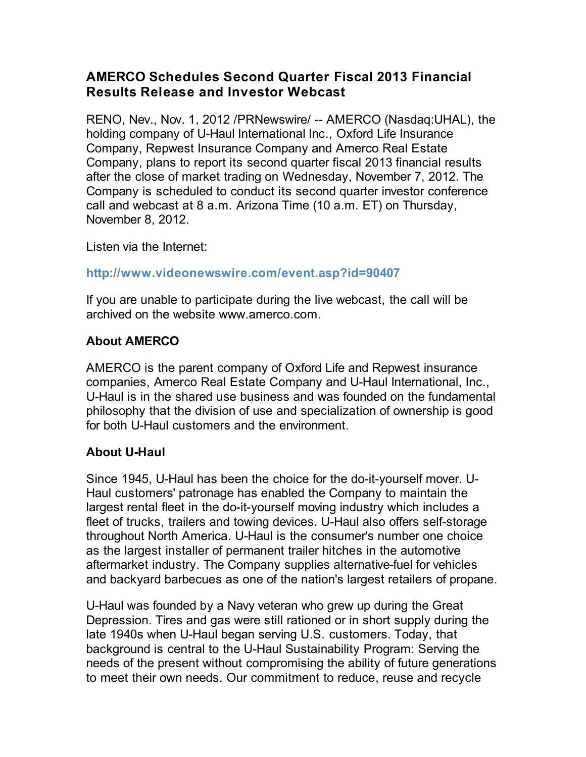# AMERCO Schedules Second Quarter Fiscal 2013 Financial Results Release and Investor Webcast

RENO, Nev., Nov. 1, 2012 /PRNewswire/ -- AMERCO (Nasdaq:UHAL), the holding company of U-Haul International Inc., Oxford Life Insurance Company, Repwest Insurance Company and Amerco Real Estate Company, plans to report its second quarter fiscal 2013 financial results after the close of market trading on Wednesday, November 7, 2012. The Company is scheduled to conduct its second quarter investor conference call and webcast at 8 a.m. Arizona Time (10 a.m. ET) on Thursday, November 8, 2012.

Listen via the Internet:

**http://www.videonewswire.com/event.asp?id=90407**

If you are unable to participate during the live webcast, the call will be archived on the website www.amerco.com.

## About AMERCO

AMERCO is the parent company of Oxford Life and Repwest insurance companies, Amerco Real Estate Company and U-Haul International, Inc., U-Haul is in the shared use business and was founded on the fundamental philosophy that the division of use and specialization of ownership is good for both U-Haul customers and the environment.

## About U-Haul

Since 1945, U-Haul has been the choice for the do-it-yourself mover. U-Haul customers' patronage has enabled the Company to maintain the largest rental fleet in the do-it-yourself moving industry which includes a fleet of trucks, trailers and towing devices. U-Haul also offers self-storage throughout North America. U-Haul is the consumer's number one choice as the largest installer of permanent trailer hitches in the automotive aftermarket industry. The Company supplies alternative-fuel for vehicles and backyard barbecues as one of the nation's largest retailers of propane.

U-Haul was founded by a Navy veteran who grew up during the Great Depression. Tires and gas were still rationed or in short supply during the late 1940s when U-Haul began serving U.S. customers. Today, that background is central to the U-Haul Sustainability Program: Serving the needs of the present without compromising the ability of future generations to meet their own needs. Our commitment to reduce, reuse and recycle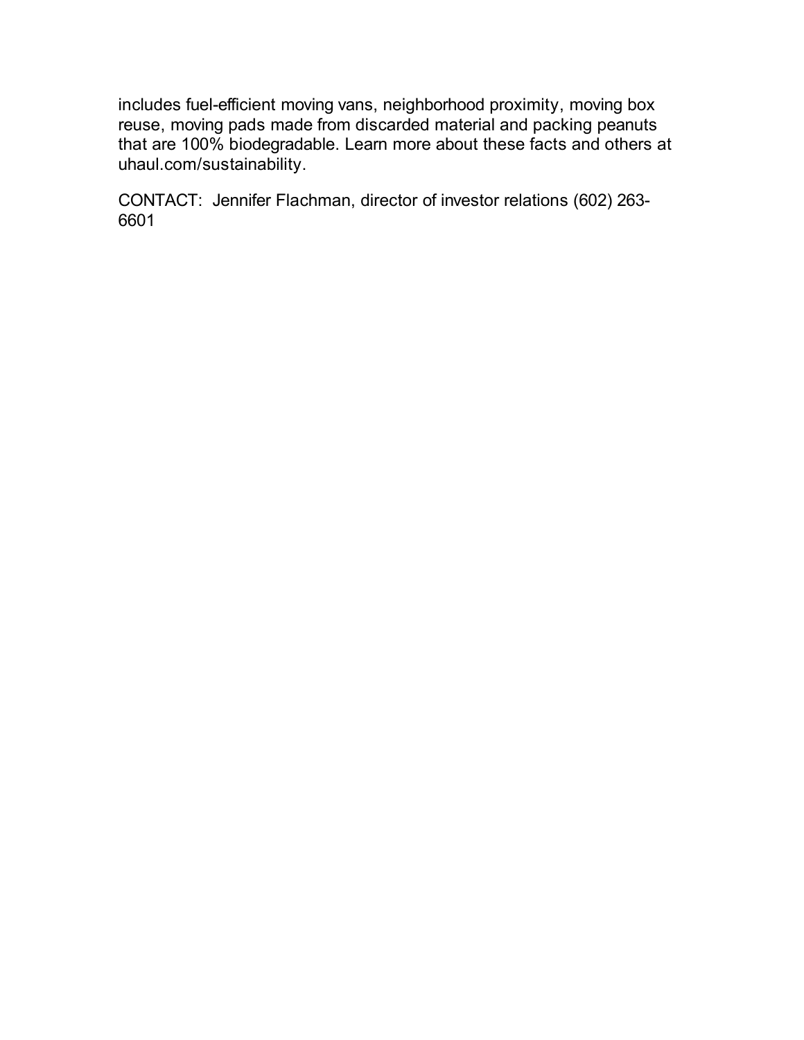includes fuel-efficient moving vans, neighborhood proximity, moving box reuse, moving pads made from discarded material and packing peanuts that are 100% biodegradable. Learn more about these facts and others at uhaul.com/sustainability.

CONTACT: Jennifer Flachman, director of investor relations (602) 263-6601